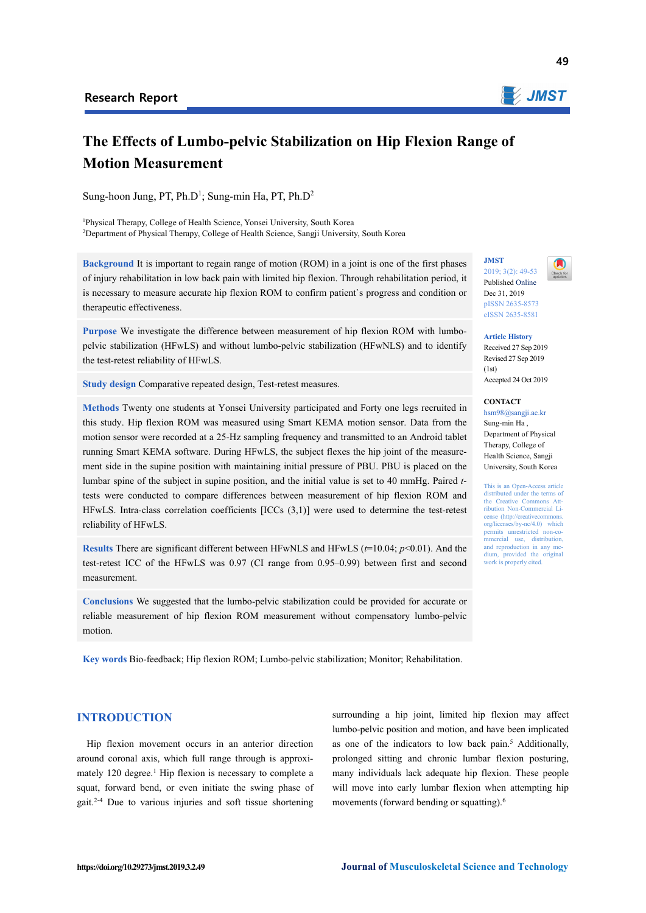Research Report

# The Effects of Lumbo-pelvic Stabilization on Hip Flexion Range of Motion Measurement

Sung-hoon Jung, PT, Ph.D[1]; Sung-min Ha, PT, Ph.D[2]

[1]Physical Therapy, College of Health Science, Yonsei University, South Korea
[2]Department of Physical Therapy, College of Health Science, Sangji University, South Korea

**Background** It is important to regain range of motion (ROM) in a joint is one of the first phases of injury rehabilitation in low back pain with limited hip flexion. Through rehabilitation period, it is necessary to measure accurate hip flexion ROM to confirm patient`s progress and condition or therapeutic effectiveness.

**Purpose** We investigate the difference between measurement of hip flexion ROM with lumbo-pelvic stabilization (HFwLS) and without lumbo-pelvic stabilization (HFwNLS) and to identify the test-retest reliability of HFwLS.

**Study design** Comparative repeated design, Test-retest measures.

**Methods** Twenty one students at Yonsei University participated and Forty one legs recruited in this study. Hip flexion ROM was measured using Smart KEMA motion sensor. Data from the motion sensor were recorded at a 25-Hz sampling frequency and transmitted to an Android tablet running Smart KEMA software. During HFwLS, the subject flexes the hip joint of the measurement side in the supine position with maintaining initial pressure of PBU. PBU is placed on the lumbar spine of the subject in supine position, and the initial value is set to 40 mmHg. Paired *t*-tests were conducted to compare differences between measurement of hip flexion ROM and HFwLS. Intra-class correlation coefficients [ICCs (3,1)] were used to determine the test-retest reliability of HFwLS.

**Results** There are significant different between HFwNLS and HFwLS ($t$=10.04; $p$<0.01). And the test-retest ICC of the HFwLS was 0.97 (CI range from 0.95–0.99) between first and second measurement.

**Conclusions** We suggested that the lumbo-pelvic stabilization could be provided for accurate or reliable measurement of hip flexion ROM measurement without compensatory lumbo-pelvic motion.

**Key words** Bio-feedback; Hip flexion ROM; Lumbo-pelvic stabilization; Monitor; Rehabilitation.

JMST
2019; 3(2): 49-53
Published Online
Dec 31, 2019
pISSN 2635-8573
eISSN 2635-8581

**Article History**
Received 27 Sep 2019
Revised 27 Sep 2019
(1st)
Accepted 24 Oct 2019

**CONTACT**
hsm98@sangji.ac.kr
Sung-min Ha ,
Department of Physical Therapy, College of Health Science, Sangji University, South Korea

This is an Open-Access article distributed under the terms of the Creative Commons Attribution Non-Commercial License (http://creativecommons.org/licenses/by-nc/4.0) which permits unrestricted non-commercial use, distribution, and reproduction in any medium, provided the original work is properly cited.

## INTRODUCTION

Hip flexion movement occurs in an anterior direction around coronal axis, which full range through is approximately 120 degree.[1] Hip flexion is necessary to complete a squat, forward bend, or even initiate the swing phase of gait.[2-4] Due to various injuries and soft tissue shortening surrounding a hip joint, limited hip flexion may affect lumbo-pelvic position and motion, and have been implicated as one of the indicators to low back pain.[5] Additionally, prolonged sitting and chronic lumbar flexion posturing, many individuals lack adequate hip flexion. These people will move into early lumbar flexion when attempting hip movements (forward bending or squatting).[6]

https://doi.org/10.29273/jmst.2019.3.2.49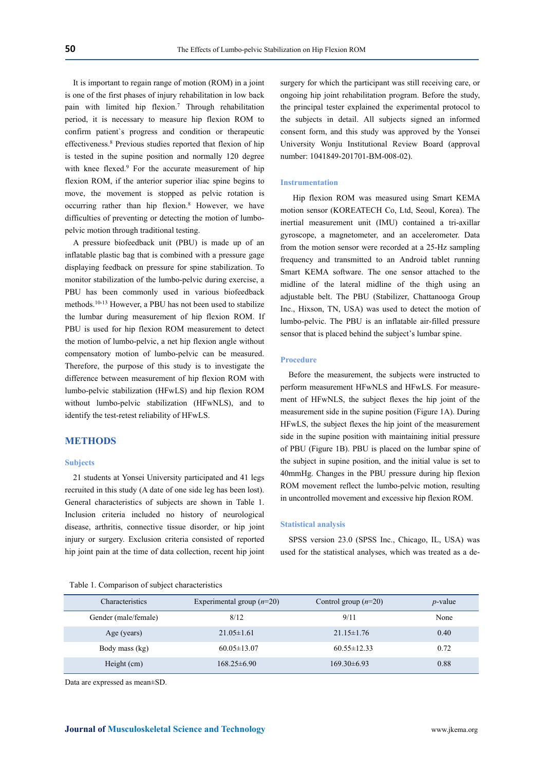It is important to regain range of motion (ROM) in a joint is one of the first phases of injury rehabilitation in low back pain with limited hip flexion.[7] Through rehabilitation period, it is necessary to measure hip flexion ROM to confirm patient`s progress and condition or therapeutic effectiveness.[8] Previous studies reported that flexion of hip is tested in the supine position and normally 120 degree with knee flexed.[9] For the accurate measurement of hip flexion ROM, if the anterior superior iliac spine begins to move, the movement is stopped as pelvic rotation is occurring rather than hip flexion.[8] However, we have difficulties of preventing or detecting the motion of lumbo-pelvic motion through traditional testing.

A pressure biofeedback unit (PBU) is made up of an inflatable plastic bag that is combined with a pressure gage displaying feedback on pressure for spine stabilization. To monitor stabilization of the lumbo-pelvic during exercise, a PBU has been commonly used in various biofeedback methods.[10-13] However, a PBU has not been used to stabilize the lumbar during measurement of hip flexion ROM. If PBU is used for hip flexion ROM measurement to detect the motion of lumbo-pelvic, a net hip flexion angle without compensatory motion of lumbo-pelvic can be measured. Therefore, the purpose of this study is to investigate the difference between measurement of hip flexion ROM with lumbo-pelvic stabilization (HFwLS) and hip flexion ROM without lumbo-pelvic stabilization (HFwNLS), and to identify the test-retest reliability of HFwLS.

## METHODS

### Subjects

21 students at Yonsei University participated and 41 legs recruited in this study (A date of one side leg has been lost). General characteristics of subjects are shown in Table 1. Inclusion criteria included no history of neurological disease, arthritis, connective tissue disorder, or hip joint injury or surgery. Exclusion criteria consisted of reported hip joint pain at the time of data collection, recent hip joint surgery for which the participant was still receiving care, or ongoing hip joint rehabilitation program. Before the study, the principal tester explained the experimental protocol to the subjects in detail. All subjects signed an informed consent form, and this study was approved by the Yonsei University Wonju Institutional Review Board (approval number: 1041849-201701-BM-008-02).

### Instrumentation

Hip flexion ROM was measured using Smart KEMA motion sensor (KOREATECH Co, Ltd, Seoul, Korea). The inertial measurement unit (IMU) contained a tri-axillar gyroscope, a magnetometer, and an accelerometer. Data from the motion sensor were recorded at a 25-Hz sampling frequency and transmitted to an Android tablet running Smart KEMA software. The one sensor attached to the midline of the lateral midline of the thigh using an adjustable belt. The PBU (Stabilizer, Chattanooga Group Inc., Hixson, TN, USA) was used to detect the motion of lumbo-pelvic. The PBU is an inflatable air-filled pressure sensor that is placed behind the subject's lumbar spine.

### Procedure

Before the measurement, the subjects were instructed to perform measurement HFwNLS and HFwLS. For measurement of HFwNLS, the subject flexes the hip joint of the measurement side in the supine position (Figure 1A). During HFwLS, the subject flexes the hip joint of the measurement side in the supine position with maintaining initial pressure of PBU (Figure 1B). PBU is placed on the lumbar spine of the subject in supine position, and the initial value is set to 40mmHg. Changes in the PBU pressure during hip flexion ROM movement reflect the lumbo-pelvic motion, resulting in uncontrolled movement and excessive hip flexion ROM.

### Statistical analysis

SPSS version 23.0 (SPSS Inc., Chicago, IL, USA) was used for the statistical analyses, which was treated as a de-

Table 1. Comparison of subject characteristics

| Characteristics | Experimental group (*n*=20) | Control group (*n*=20) | *p*-value |
|---|---|---|---|
| Gender (male/female) | 8/12 | 9/11 | None |
| Age (years) | 21.05±1.61 | 21.15±1.76 | 0.40 |
| Body mass (kg) | 60.05±13.07 | 60.55±12.33 | 0.72 |
| Height (cm) | 168.25±6.90 | 169.30±6.93 | 0.88 |

Data are expressed as mean±SD.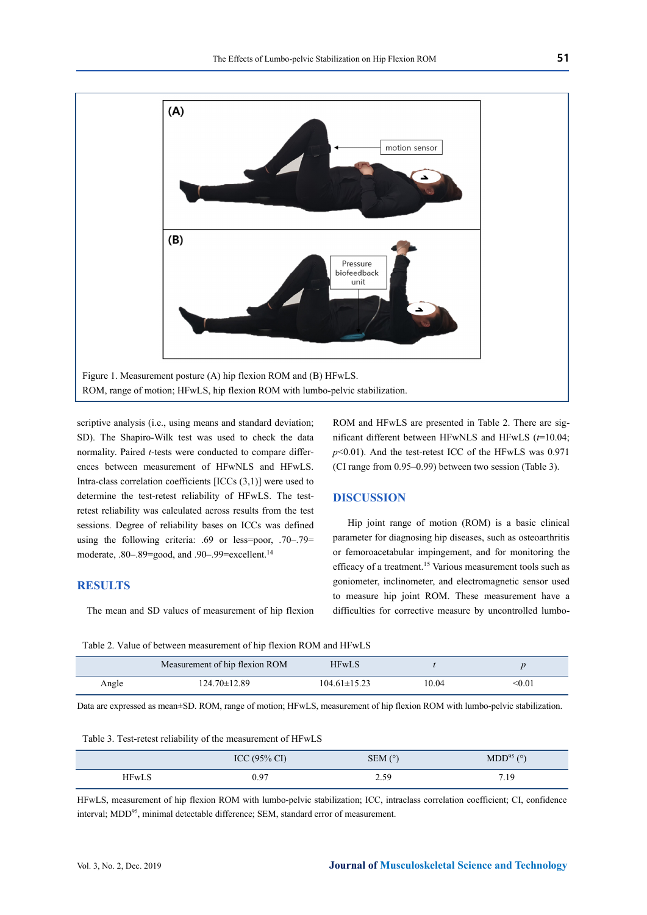Figure 1. Measurement posture (A) hip flexion ROM and (B) HFwLS.
ROM, range of motion; HFwLS, hip flexion ROM with lumbo-pelvic stabilization.

scriptive analysis (i.e., using means and standard deviation; SD). The Shapiro-Wilk test was used to check the data normality. Paired *t*-tests were conducted to compare differences between measurement of HFwNLS and HFwLS. Intra-class correlation coefficients [ICCs (3,1)] were used to determine the test-retest reliability of HFwLS. The test-retest reliability was calculated across results from the test sessions. Degree of reliability bases on ICCs was defined using the following criteria: .69 or less=poor, .70–.79= moderate, .80–.89=good, and .90–.99=excellent.[14]

## RESULTS

The mean and SD values of measurement of hip flexion ROM and HFwLS are presented in Table 2. There are significant different between HFwNLS and HFwLS ($t$=10.04; $p$<0.01). And the test-retest ICC of the HFwLS was 0.971 (CI range from 0.95–0.99) between two session (Table 3).

## DISCUSSION

Hip joint range of motion (ROM) is a basic clinical parameter for diagnosing hip diseases, such as osteoarthritis or femoroacetabular impingement, and for monitoring the efficacy of a treatment.[15] Various measurement tools such as goniometer, inclinometer, and electromagnetic sensor used to measure hip joint ROM. These measurement have a difficulties for corrective measure by uncontrolled lumbo-

Table 2. Value of between measurement of hip flexion ROM and HFwLS

| | Measurement of hip flexion ROM | HFwLS | *t* | *p* |
|---|---|---|---|---|
| Angle | 124.70±12.89 | 104.61±15.23 | 10.04 | <0.01 |

Data are expressed as mean±SD. ROM, range of motion; HFwLS, measurement of hip flexion ROM with lumbo-pelvic stabilization.

Table 3. Test-retest reliability of the measurement of HFwLS

| | ICC (95% CI) | SEM (°) | MDD[95] (°) |
|---|---|---|---|
| HFwLS | 0.97 | 2.59 | 7.19 |

HFwLS, measurement of hip flexion ROM with lumbo-pelvic stabilization; ICC, intraclass correlation coefficient; CI, confidence interval; MDD[95], minimal detectable difference; SEM, standard error of measurement.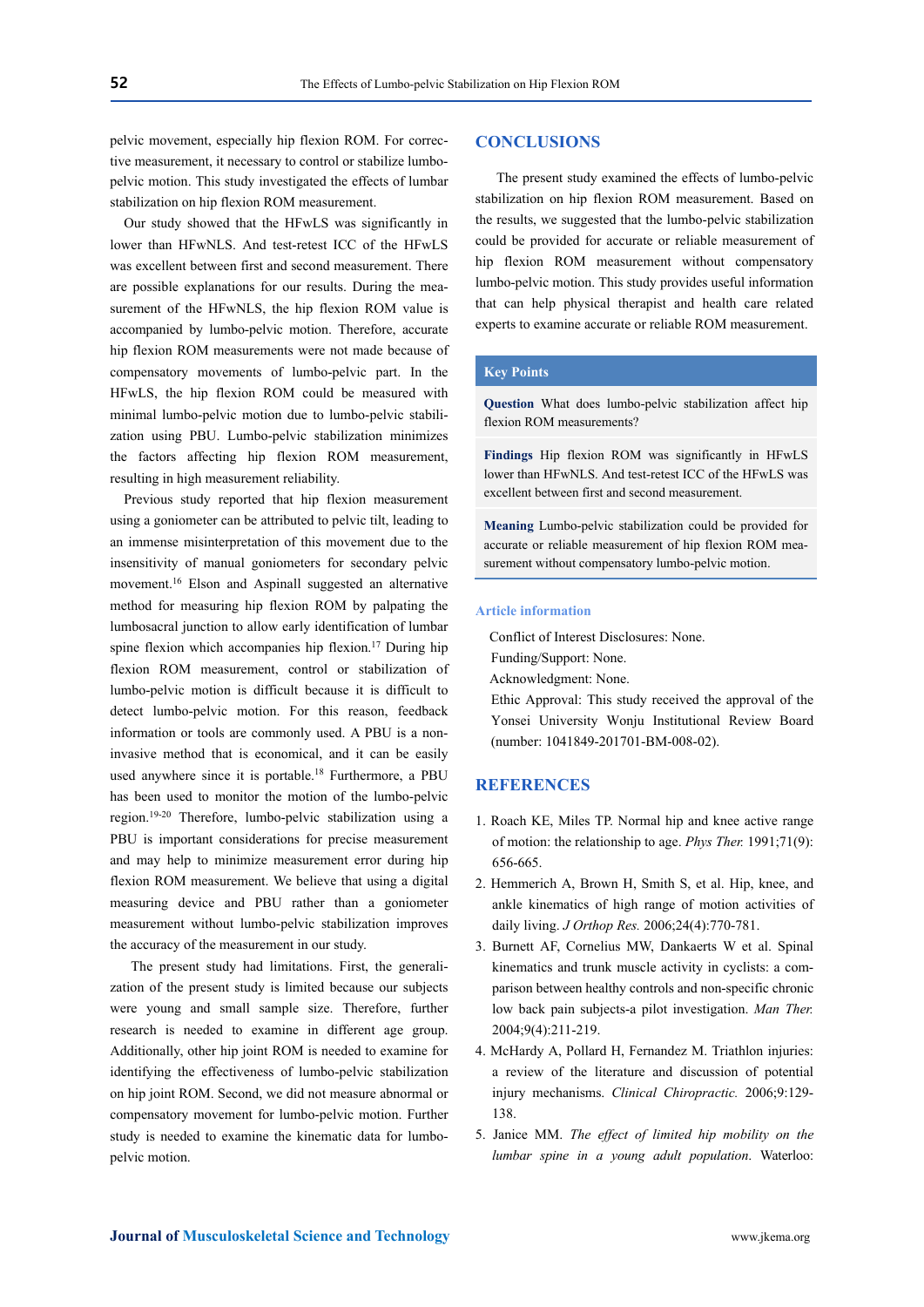pelvic movement, especially hip flexion ROM. For corrective measurement, it necessary to control or stabilize lumbo-pelvic motion. This study investigated the effects of lumbar stabilization on hip flexion ROM measurement.

Our study showed that the HFwLS was significantly in lower than HFwNLS. And test-retest ICC of the HFwLS was excellent between first and second measurement. There are possible explanations for our results. During the measurement of the HFwNLS, the hip flexion ROM value is accompanied by lumbo-pelvic motion. Therefore, accurate hip flexion ROM measurements were not made because of compensatory movements of lumbo-pelvic part. In the HFwLS, the hip flexion ROM could be measured with minimal lumbo-pelvic motion due to lumbo-pelvic stabilization using PBU. Lumbo-pelvic stabilization minimizes the factors affecting hip flexion ROM measurement, resulting in high measurement reliability.

Previous study reported that hip flexion measurement using a goniometer can be attributed to pelvic tilt, leading to an immense misinterpretation of this movement due to the insensitivity of manual goniometers for secondary pelvic movement.[16] Elson and Aspinall suggested an alternative method for measuring hip flexion ROM by palpating the lumbosacral junction to allow early identification of lumbar spine flexion which accompanies hip flexion.[17] During hip flexion ROM measurement, control or stabilization of lumbo-pelvic motion is difficult because it is difficult to detect lumbo-pelvic motion. For this reason, feedback information or tools are commonly used. A PBU is a non-invasive method that is economical, and it can be easily used anywhere since it is portable.[18] Furthermore, a PBU has been used to monitor the motion of the lumbo-pelvic region.[19-20] Therefore, lumbo-pelvic stabilization using a PBU is important considerations for precise measurement and may help to minimize measurement error during hip flexion ROM measurement. We believe that using a digital measuring device and PBU rather than a goniometer measurement without lumbo-pelvic stabilization improves the accuracy of the measurement in our study.

The present study had limitations. First, the generalization of the present study is limited because our subjects were young and small sample size. Therefore, further research is needed to examine in different age group. Additionally, other hip joint ROM is needed to examine for identifying the effectiveness of lumbo-pelvic stabilization on hip joint ROM. Second, we did not measure abnormal or compensatory movement for lumbo-pelvic motion. Further study is needed to examine the kinematic data for lumbo-pelvic motion.

## CONCLUSIONS

The present study examined the effects of lumbo-pelvic stabilization on hip flexion ROM measurement. Based on the results, we suggested that the lumbo-pelvic stabilization could be provided for accurate or reliable measurement of hip flexion ROM measurement without compensatory lumbo-pelvic motion. This study provides useful information that can help physical therapist and health care related experts to examine accurate or reliable ROM measurement.

### Key Points

**Question** What does lumbo-pelvic stabilization affect hip flexion ROM measurements?

**Findings** Hip flexion ROM was significantly in HFwLS lower than HFwNLS. And test-retest ICC of the HFwLS was excellent between first and second measurement.

**Meaning** Lumbo-pelvic stabilization could be provided for accurate or reliable measurement of hip flexion ROM measurement without compensatory lumbo-pelvic motion.

### Article information

Conflict of Interest Disclosures: None.

Funding/Support: None.

Acknowledgment: None.

Ethic Approval: This study received the approval of the Yonsei University Wonju Institutional Review Board (number: 1041849-201701-BM-008-02).

## REFERENCES

1. Roach KE, Miles TP. Normal hip and knee active range of motion: the relationship to age. *Phys Ther.* 1991;71(9):656-665.
2. Hemmerich A, Brown H, Smith S, et al. Hip, knee, and ankle kinematics of high range of motion activities of daily living. *J Orthop Res.* 2006;24(4):770-781.
3. Burnett AF, Cornelius MW, Dankaerts W et al. Spinal kinematics and trunk muscle activity in cyclists: a comparison between healthy controls and non-specific chronic low back pain subjects-a pilot investigation. *Man Ther.* 2004;9(4):211-219.
4. McHardy A, Pollard H, Fernandez M. Triathlon injuries: a review of the literature and discussion of potential injury mechanisms. *Clinical Chiropractic.* 2006;9:129-138.
5. Janice MM. *The effect of limited hip mobility on the lumbar spine in a young adult population.* Waterloo: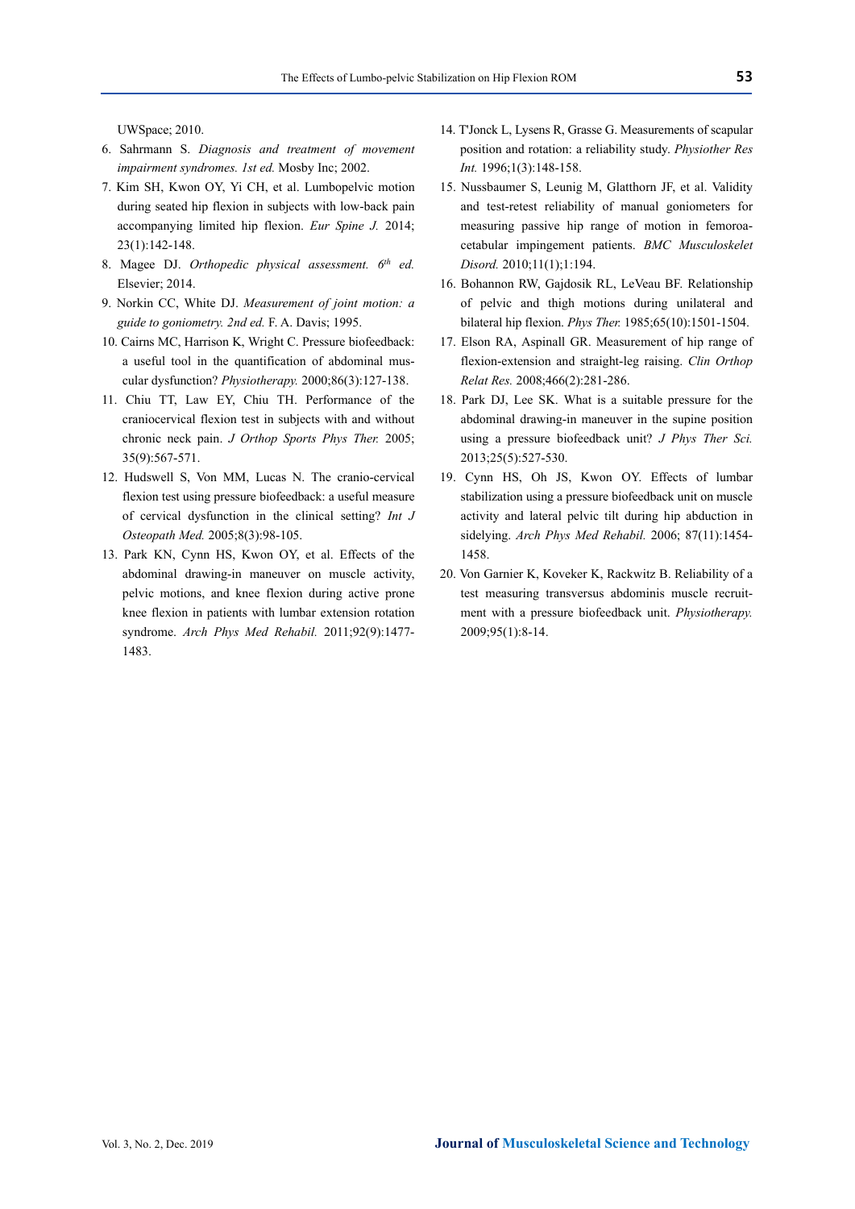UWSpace; 2010.

6. Sahrmann S. *Diagnosis and treatment of movement impairment syndromes. 1st ed.* Mosby Inc; 2002.
7. Kim SH, Kwon OY, Yi CH, et al. Lumbopelvic motion during seated hip flexion in subjects with low-back pain accompanying limited hip flexion. *Eur Spine J.* 2014; 23(1):142-148.
8. Magee DJ. *Orthopedic physical assessment. 6th ed.* Elsevier; 2014.
9. Norkin CC, White DJ. *Measurement of joint motion: a guide to goniometry. 2nd ed.* F. A. Davis; 1995.
10. Cairns MC, Harrison K, Wright C. Pressure biofeedback: a useful tool in the quantification of abdominal muscular dysfunction? *Physiotherapy.* 2000;86(3):127-138.
11. Chiu TT, Law EY, Chiu TH. Performance of the craniocervical flexion test in subjects with and without chronic neck pain. *J Orthop Sports Phys Ther.* 2005; 35(9):567-571.
12. Hudswell S, Von MM, Lucas N. The cranio-cervical flexion test using pressure biofeedback: a useful measure of cervical dysfunction in the clinical setting? *Int J Osteopath Med.* 2005;8(3):98-105.
13. Park KN, Cynn HS, Kwon OY, et al. Effects of the abdominal drawing-in maneuver on muscle activity, pelvic motions, and knee flexion during active prone knee flexion in patients with lumbar extension rotation syndrome. *Arch Phys Med Rehabil.* 2011;92(9):1477-1483.
14. T'Jonck L, Lysens R, Grasse G. Measurements of scapular position and rotation: a reliability study. *Physiother Res Int.* 1996;1(3):148-158.
15. Nussbaumer S, Leunig M, Glatthorn JF, et al. Validity and test-retest reliability of manual goniometers for measuring passive hip range of motion in femoroacetabular impingement patients. *BMC Musculoskelet Disord.* 2010;11(1);1:194.
16. Bohannon RW, Gajdosik RL, LeVeau BF. Relationship of pelvic and thigh motions during unilateral and bilateral hip flexion. *Phys Ther.* 1985;65(10):1501-1504.
17. Elson RA, Aspinall GR. Measurement of hip range of flexion-extension and straight-leg raising. *Clin Orthop Relat Res.* 2008;466(2):281-286.
18. Park DJ, Lee SK. What is a suitable pressure for the abdominal drawing-in maneuver in the supine position using a pressure biofeedback unit? *J Phys Ther Sci.* 2013;25(5):527-530.
19. Cynn HS, Oh JS, Kwon OY. Effects of lumbar stabilization using a pressure biofeedback unit on muscle activity and lateral pelvic tilt during hip abduction in sidelying. *Arch Phys Med Rehabil.* 2006; 87(11):1454-1458.
20. Von Garnier K, Koveker K, Rackwitz B. Reliability of a test measuring transversus abdominis muscle recruitment with a pressure biofeedback unit. *Physiotherapy.* 2009;95(1):8-14.